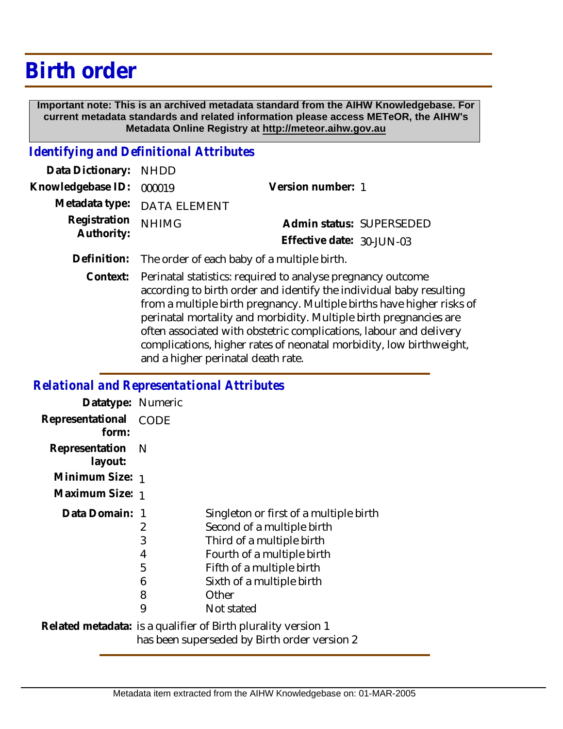# Birth order

**Important note: This is an archived metadata standard from the AIHW Knowledgebase. For current metadata standards and related information please access METeOR, the AIHW's Metadata Online Registry at http://meteor.aihw.gov.au**

## *Identifying and Definitional Attributes*

**Data Dictionary:** NHDD

**Knowledgebase ID:** 000019 &nbsp;&nbsp;&nbsp;&nbsp; **Version number:** 1

**Metadata type:** DATA ELEMENT

**Registration Authority:** NHIMG &nbsp;&nbsp;&nbsp;&nbsp; **Admin status:** SUPERSEDED

**Effective date:** 30-JUN-03

**Definition:** The order of each baby of a multiple birth.

**Context:** Perinatal statistics: required to analyse pregnancy outcome according to birth order and identify the individual baby resulting from a multiple birth pregnancy. Multiple births have higher risks of perinatal mortality and morbidity. Multiple birth pregnancies are often associated with obstetric complications, labour and delivery complications, higher rates of neonatal morbidity, low birthweight, and a higher perinatal death rate.

## *Relational and Representational Attributes*

**Datatype:** Numeric

**Representational form:** CODE

**Representation layout:** N

**Minimum Size:** 1

**Maximum Size:** 1

**Data Domain:**

| Code | Description |
|---|---|
| 1 | Singleton or first of a multiple birth |
| 2 | Second of a multiple birth |
| 3 | Third of a multiple birth |
| 4 | Fourth of a multiple birth |
| 5 | Fifth of a multiple birth |
| 6 | Sixth of a multiple birth |
| 8 | Other |
| 9 | Not stated |

**Related metadata:** is a qualifier of Birth plurality version 1
has been superseded by Birth order version 2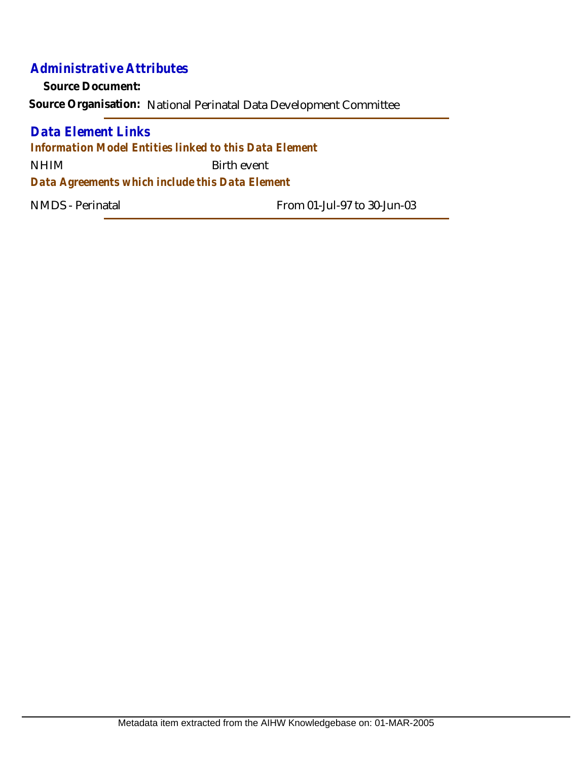## Administrative Attributes

**Source Document:**

**Source Organisation:** National Perinatal Data Development Committee

## Data Element Links

### *Information Model Entities linked to this Data Element*

NHIM Birth event

### *Data Agreements which include this Data Element*

NMDS - Perinatal From 01-Jul-97 to 30-Jun-03

Metadata item extracted from the AIHW Knowledgebase on: 01-MAR-2005